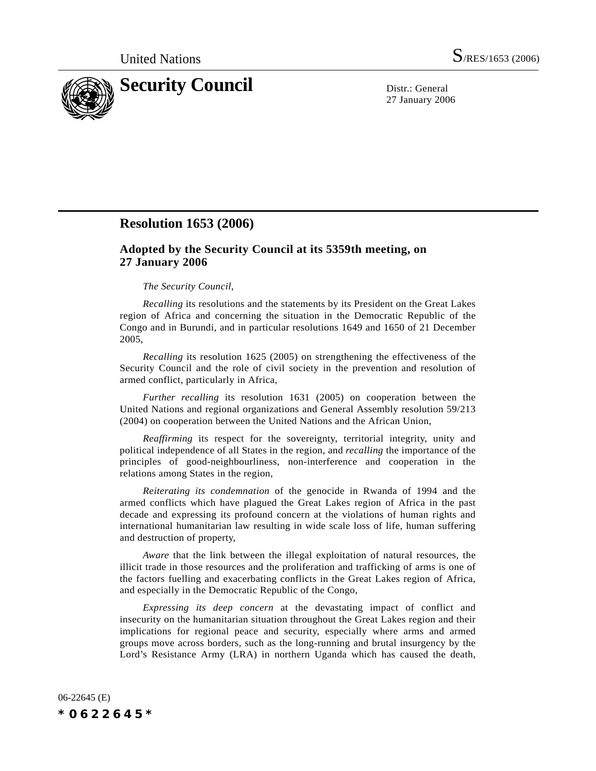United Nations S/RES/1653 (2006)

# Security Council

Distr.: General
27 January 2006

## Resolution 1653 (2006)

### Adopted by the Security Council at its 5359th meeting, on 27 January 2006

*The Security Council*,

*Recalling* its resolutions and the statements by its President on the Great Lakes region of Africa and concerning the situation in the Democratic Republic of the Congo and in Burundi, and in particular resolutions 1649 and 1650 of 21 December 2005,

*Recalling* its resolution 1625 (2005) on strengthening the effectiveness of the Security Council and the role of civil society in the prevention and resolution of armed conflict, particularly in Africa,

*Further recalling* its resolution 1631 (2005) on cooperation between the United Nations and regional organizations and General Assembly resolution 59/213 (2004) on cooperation between the United Nations and the African Union,

*Reaffirming* its respect for the sovereignty, territorial integrity, unity and political independence of all States in the region, and *recalling* the importance of the principles of good-neighbourliness, non-interference and cooperation in the relations among States in the region,

*Reiterating its condemnation* of the genocide in Rwanda of 1994 and the armed conflicts which have plagued the Great Lakes region of Africa in the past decade and expressing its profound concern at the violations of human rights and international humanitarian law resulting in wide scale loss of life, human suffering and destruction of property,

*Aware* that the link between the illegal exploitation of natural resources, the illicit trade in those resources and the proliferation and trafficking of arms is one of the factors fuelling and exacerbating conflicts in the Great Lakes region of Africa, and especially in the Democratic Republic of the Congo,

*Expressing its deep concern* at the devastating impact of conflict and insecurity on the humanitarian situation throughout the Great Lakes region and their implications for regional peace and security, especially where arms and armed groups move across borders, such as the long-running and brutal insurgency by the Lord's Resistance Army (LRA) in northern Uganda which has caused the death,

06-22645 (E)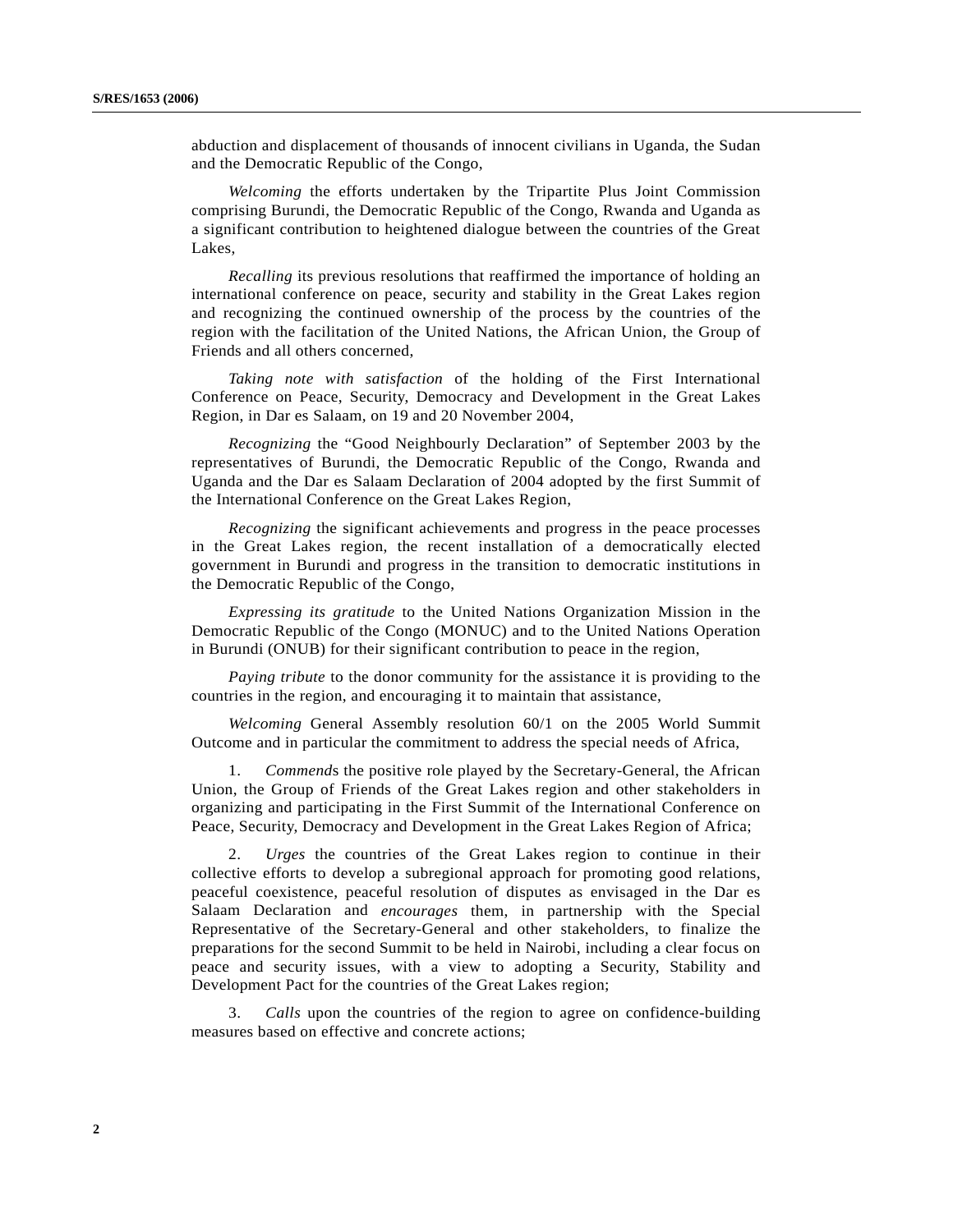abduction and displacement of thousands of innocent civilians in Uganda, the Sudan and the Democratic Republic of the Congo,

*Welcoming* the efforts undertaken by the Tripartite Plus Joint Commission comprising Burundi, the Democratic Republic of the Congo, Rwanda and Uganda as a significant contribution to heightened dialogue between the countries of the Great Lakes,

*Recalling* its previous resolutions that reaffirmed the importance of holding an international conference on peace, security and stability in the Great Lakes region and recognizing the continued ownership of the process by the countries of the region with the facilitation of the United Nations, the African Union, the Group of Friends and all others concerned,

*Taking note with satisfaction* of the holding of the First International Conference on Peace, Security, Democracy and Development in the Great Lakes Region, in Dar es Salaam, on 19 and 20 November 2004,

*Recognizing* the "Good Neighbourly Declaration" of September 2003 by the representatives of Burundi, the Democratic Republic of the Congo, Rwanda and Uganda and the Dar es Salaam Declaration of 2004 adopted by the first Summit of the International Conference on the Great Lakes Region,

*Recognizing* the significant achievements and progress in the peace processes in the Great Lakes region, the recent installation of a democratically elected government in Burundi and progress in the transition to democratic institutions in the Democratic Republic of the Congo,

*Expressing its gratitude* to the United Nations Organization Mission in the Democratic Republic of the Congo (MONUC) and to the United Nations Operation in Burundi (ONUB) for their significant contribution to peace in the region,

*Paying tribute* to the donor community for the assistance it is providing to the countries in the region, and encouraging it to maintain that assistance,

*Welcoming* General Assembly resolution 60/1 on the 2005 World Summit Outcome and in particular the commitment to address the special needs of Africa,

1. *Commend*s the positive role played by the Secretary-General, the African Union, the Group of Friends of the Great Lakes region and other stakeholders in organizing and participating in the First Summit of the International Conference on Peace, Security, Democracy and Development in the Great Lakes Region of Africa;

2. *Urges* the countries of the Great Lakes region to continue in their collective efforts to develop a subregional approach for promoting good relations, peaceful coexistence, peaceful resolution of disputes as envisaged in the Dar es Salaam Declaration and *encourages* them, in partnership with the Special Representative of the Secretary-General and other stakeholders, to finalize the preparations for the second Summit to be held in Nairobi, including a clear focus on peace and security issues, with a view to adopting a Security, Stability and Development Pact for the countries of the Great Lakes region;

3. *Calls* upon the countries of the region to agree on confidence-building measures based on effective and concrete actions;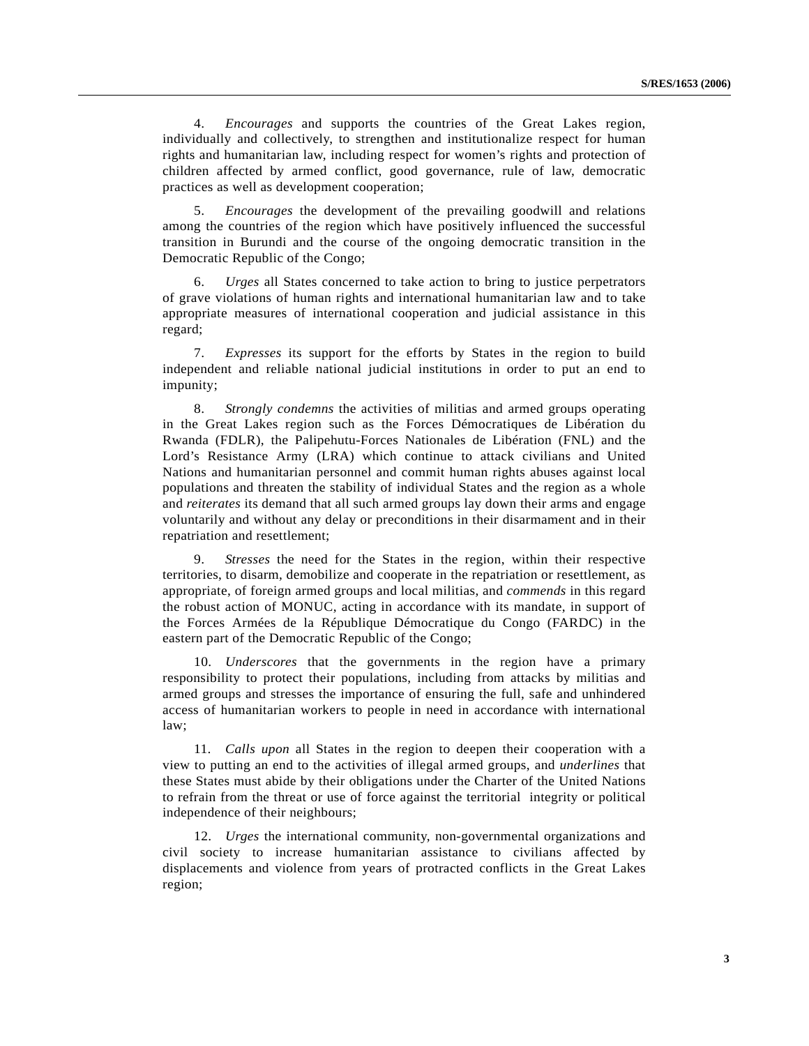4. *Encourages* and supports the countries of the Great Lakes region, individually and collectively, to strengthen and institutionalize respect for human rights and humanitarian law, including respect for women's rights and protection of children affected by armed conflict, good governance, rule of law, democratic practices as well as development cooperation;

5. *Encourages* the development of the prevailing goodwill and relations among the countries of the region which have positively influenced the successful transition in Burundi and the course of the ongoing democratic transition in the Democratic Republic of the Congo;

6. *Urges* all States concerned to take action to bring to justice perpetrators of grave violations of human rights and international humanitarian law and to take appropriate measures of international cooperation and judicial assistance in this regard;

7. *Expresses* its support for the efforts by States in the region to build independent and reliable national judicial institutions in order to put an end to impunity;

8. *Strongly condemns* the activities of militias and armed groups operating in the Great Lakes region such as the Forces Démocratiques de Libération du Rwanda (FDLR), the Palipehutu-Forces Nationales de Libération (FNL) and the Lord's Resistance Army (LRA) which continue to attack civilians and United Nations and humanitarian personnel and commit human rights abuses against local populations and threaten the stability of individual States and the region as a whole and *reiterates* its demand that all such armed groups lay down their arms and engage voluntarily and without any delay or preconditions in their disarmament and in their repatriation and resettlement;

9. *Stresses* the need for the States in the region, within their respective territories, to disarm, demobilize and cooperate in the repatriation or resettlement, as appropriate, of foreign armed groups and local militias, and *commends* in this regard the robust action of MONUC, acting in accordance with its mandate, in support of the Forces Armées de la République Démocratique du Congo (FARDC) in the eastern part of the Democratic Republic of the Congo;

10. *Underscores* that the governments in the region have a primary responsibility to protect their populations, including from attacks by militias and armed groups and stresses the importance of ensuring the full, safe and unhindered access of humanitarian workers to people in need in accordance with international law;

11. *Calls upon* all States in the region to deepen their cooperation with a view to putting an end to the activities of illegal armed groups, and *underlines* that these States must abide by their obligations under the Charter of the United Nations to refrain from the threat or use of force against the territorial integrity or political independence of their neighbours;

12. *Urges* the international community, non-governmental organizations and civil society to increase humanitarian assistance to civilians affected by displacements and violence from years of protracted conflicts in the Great Lakes region;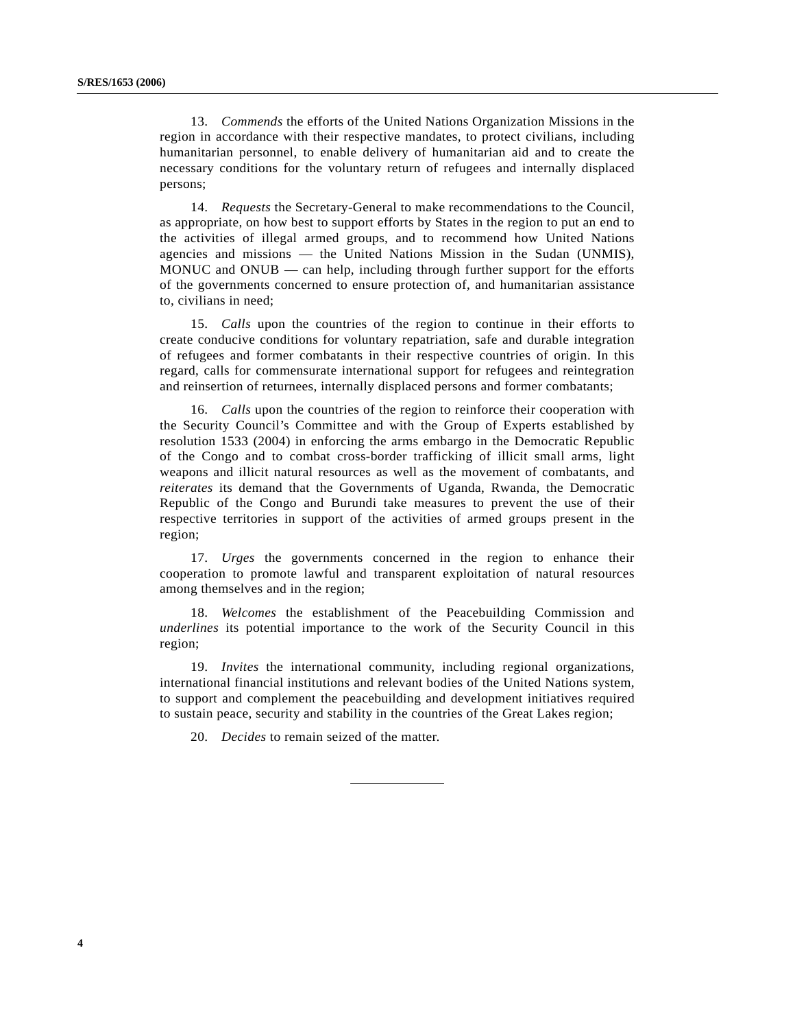13. *Commends* the efforts of the United Nations Organization Missions in the region in accordance with their respective mandates, to protect civilians, including humanitarian personnel, to enable delivery of humanitarian aid and to create the necessary conditions for the voluntary return of refugees and internally displaced persons;

14. *Requests* the Secretary-General to make recommendations to the Council, as appropriate, on how best to support efforts by States in the region to put an end to the activities of illegal armed groups, and to recommend how United Nations agencies and missions — the United Nations Mission in the Sudan (UNMIS), MONUC and ONUB — can help, including through further support for the efforts of the governments concerned to ensure protection of, and humanitarian assistance to, civilians in need;

15. *Calls* upon the countries of the region to continue in their efforts to create conducive conditions for voluntary repatriation, safe and durable integration of refugees and former combatants in their respective countries of origin. In this regard, calls for commensurate international support for refugees and reintegration and reinsertion of returnees, internally displaced persons and former combatants;

16. *Calls* upon the countries of the region to reinforce their cooperation with the Security Council's Committee and with the Group of Experts established by resolution 1533 (2004) in enforcing the arms embargo in the Democratic Republic of the Congo and to combat cross-border trafficking of illicit small arms, light weapons and illicit natural resources as well as the movement of combatants, and *reiterates* its demand that the Governments of Uganda, Rwanda, the Democratic Republic of the Congo and Burundi take measures to prevent the use of their respective territories in support of the activities of armed groups present in the region;

17. *Urges* the governments concerned in the region to enhance their cooperation to promote lawful and transparent exploitation of natural resources among themselves and in the region;

18. *Welcomes* the establishment of the Peacebuilding Commission and *underlines* its potential importance to the work of the Security Council in this region;

19. *Invites* the international community, including regional organizations, international financial institutions and relevant bodies of the United Nations system, to support and complement the peacebuilding and development initiatives required to sustain peace, security and stability in the countries of the Great Lakes region;

20. *Decides* to remain seized of the matter.